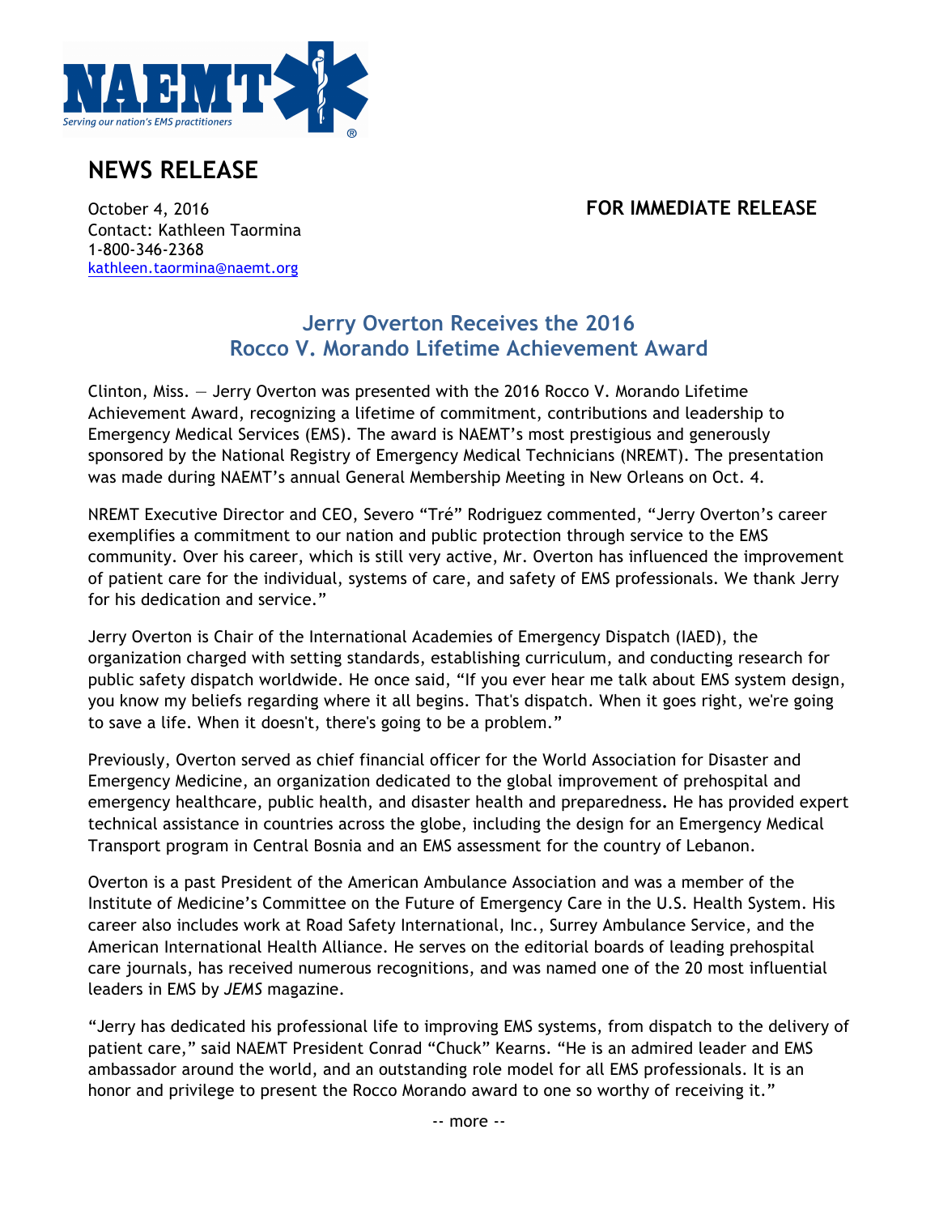NAEMT
Serving our nation's EMS practitioners

# NEWS RELEASE

October 4, 2016
Contact: Kathleen Taormina
1-800-346-2368
kathleen.taormina@naemt.org

**FOR IMMEDIATE RELEASE**

## Jerry Overton Receives the 2016 Rocco V. Morando Lifetime Achievement Award

Clinton, Miss. — Jerry Overton was presented with the 2016 Rocco V. Morando Lifetime Achievement Award, recognizing a lifetime of commitment, contributions and leadership to Emergency Medical Services (EMS). The award is NAEMT's most prestigious and generously sponsored by the National Registry of Emergency Medical Technicians (NREMT). The presentation was made during NAEMT's annual General Membership Meeting in New Orleans on Oct. 4.

NREMT Executive Director and CEO, Severo "Tré" Rodriguez commented, "Jerry Overton's career exemplifies a commitment to our nation and public protection through service to the EMS community. Over his career, which is still very active, Mr. Overton has influenced the improvement of patient care for the individual, systems of care, and safety of EMS professionals. We thank Jerry for his dedication and service."

Jerry Overton is Chair of the International Academies of Emergency Dispatch (IAED), the organization charged with setting standards, establishing curriculum, and conducting research for public safety dispatch worldwide. He once said, "If you ever hear me talk about EMS system design, you know my beliefs regarding where it all begins. That's dispatch. When it goes right, we're going to save a life. When it doesn't, there's going to be a problem."

Previously, Overton served as chief financial officer for the World Association for Disaster and Emergency Medicine, an organization dedicated to the global improvement of prehospital and emergency healthcare, public health, and disaster health and preparedness. He has provided expert technical assistance in countries across the globe, including the design for an Emergency Medical Transport program in Central Bosnia and an EMS assessment for the country of Lebanon.

Overton is a past President of the American Ambulance Association and was a member of the Institute of Medicine's Committee on the Future of Emergency Care in the U.S. Health System. His career also includes work at Road Safety International, Inc., Surrey Ambulance Service, and the American International Health Alliance. He serves on the editorial boards of leading prehospital care journals, has received numerous recognitions, and was named one of the 20 most influential leaders in EMS by *JEMS* magazine.

"Jerry has dedicated his professional life to improving EMS systems, from dispatch to the delivery of patient care," said NAEMT President Conrad "Chuck" Kearns. "He is an admired leader and EMS ambassador around the world, and an outstanding role model for all EMS professionals. It is an honor and privilege to present the Rocco Morando award to one so worthy of receiving it."

-- more --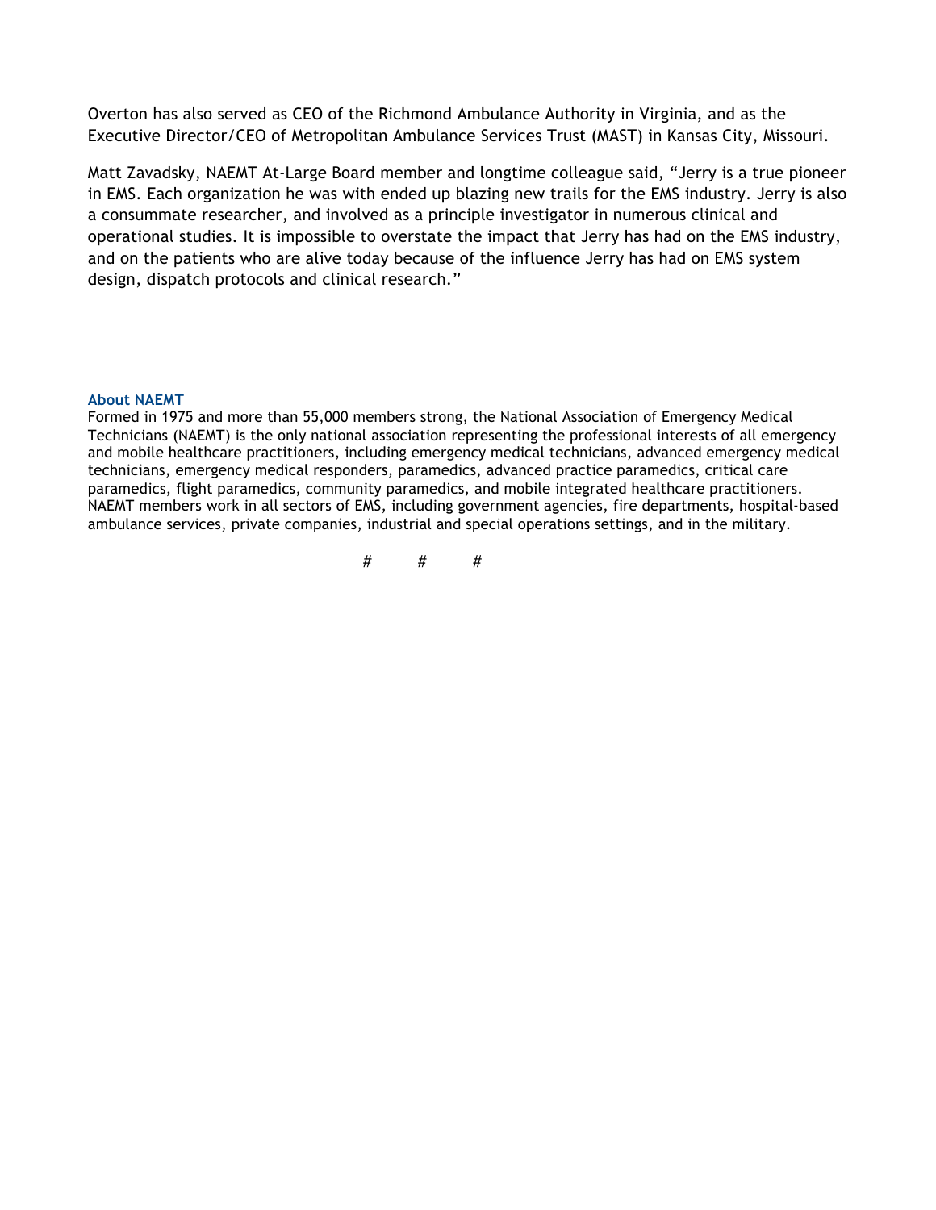Overton has also served as CEO of the Richmond Ambulance Authority in Virginia, and as the Executive Director/CEO of Metropolitan Ambulance Services Trust (MAST) in Kansas City, Missouri.

Matt Zavadsky, NAEMT At-Large Board member and longtime colleague said, "Jerry is a true pioneer in EMS. Each organization he was with ended up blazing new trails for the EMS industry. Jerry is also a consummate researcher, and involved as a principle investigator in numerous clinical and operational studies. It is impossible to overstate the impact that Jerry has had on the EMS industry, and on the patients who are alive today because of the influence Jerry has had on EMS system design, dispatch protocols and clinical research."

**About NAEMT**

Formed in 1975 and more than 55,000 members strong, the National Association of Emergency Medical Technicians (NAEMT) is the only national association representing the professional interests of all emergency and mobile healthcare practitioners, including emergency medical technicians, advanced emergency medical technicians, emergency medical responders, paramedics, advanced practice paramedics, critical care paramedics, flight paramedics, community paramedics, and mobile integrated healthcare practitioners. NAEMT members work in all sectors of EMS, including government agencies, fire departments, hospital-based ambulance services, private companies, industrial and special operations settings, and in the military.

\# # #